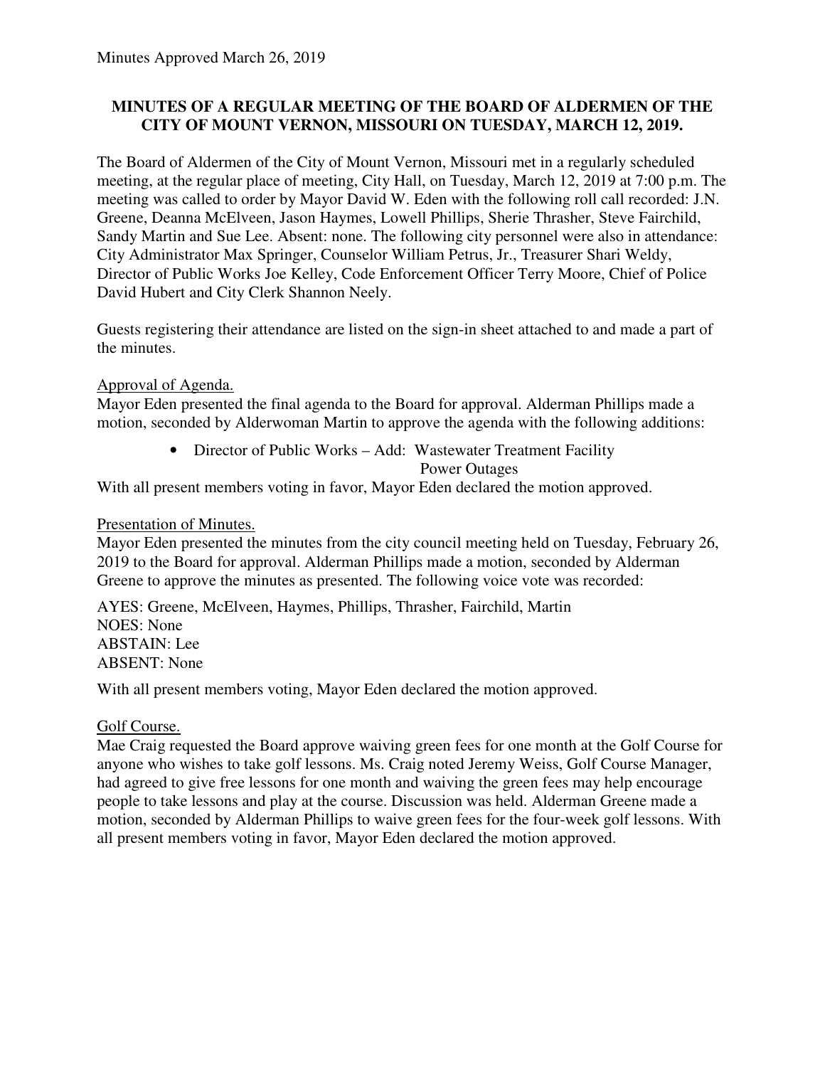Minutes Approved March 26, 2019

**MINUTES OF A REGULAR MEETING OF THE BOARD OF ALDERMEN OF THE CITY OF MOUNT VERNON, MISSOURI ON TUESDAY, MARCH 12, 2019.**

The Board of Aldermen of the City of Mount Vernon, Missouri met in a regularly scheduled meeting, at the regular place of meeting, City Hall, on Tuesday, March 12, 2019 at 7:00 p.m. The meeting was called to order by Mayor David W. Eden with the following roll call recorded: J.N. Greene, Deanna McElveen, Jason Haymes, Lowell Phillips, Sherie Thrasher, Steve Fairchild, Sandy Martin and Sue Lee. Absent: none. The following city personnel were also in attendance: City Administrator Max Springer, Counselor William Petrus, Jr., Treasurer Shari Weldy, Director of Public Works Joe Kelley, Code Enforcement Officer Terry Moore, Chief of Police David Hubert and City Clerk Shannon Neely.

Guests registering their attendance are listed on the sign-in sheet attached to and made a part of the minutes.

Approval of Agenda.

Mayor Eden presented the final agenda to the Board for approval. Alderman Phillips made a motion, seconded by Alderwoman Martin to approve the agenda with the following additions:

- Director of Public Works – Add: Wastewater Treatment Facility
  Power Outages

With all present members voting in favor, Mayor Eden declared the motion approved.

Presentation of Minutes.

Mayor Eden presented the minutes from the city council meeting held on Tuesday, February 26, 2019 to the Board for approval. Alderman Phillips made a motion, seconded by Alderman Greene to approve the minutes as presented. The following voice vote was recorded:

AYES: Greene, McElveen, Haymes, Phillips, Thrasher, Fairchild, Martin
NOES: None
ABSTAIN: Lee
ABSENT: None

With all present members voting, Mayor Eden declared the motion approved.

Golf Course.

Mae Craig requested the Board approve waiving green fees for one month at the Golf Course for anyone who wishes to take golf lessons. Ms. Craig noted Jeremy Weiss, Golf Course Manager, had agreed to give free lessons for one month and waiving the green fees may help encourage people to take lessons and play at the course. Discussion was held. Alderman Greene made a motion, seconded by Alderman Phillips to waive green fees for the four-week golf lessons. With all present members voting in favor, Mayor Eden declared the motion approved.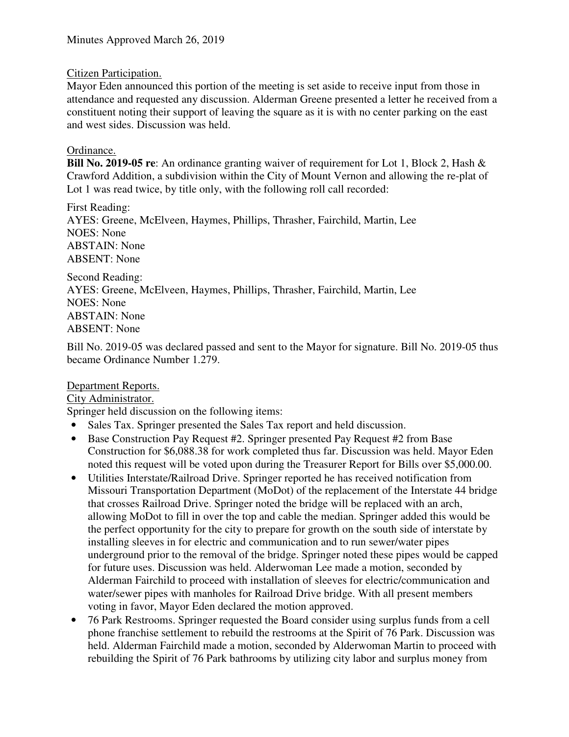Minutes Approved March 26, 2019

Citizen Participation.

Mayor Eden announced this portion of the meeting is set aside to receive input from those in attendance and requested any discussion. Alderman Greene presented a letter he received from a constituent noting their support of leaving the square as it is with no center parking on the east and west sides. Discussion was held.

Ordinance.

**Bill No. 2019-05 re**: An ordinance granting waiver of requirement for Lot 1, Block 2, Hash & Crawford Addition, a subdivision within the City of Mount Vernon and allowing the re-plat of Lot 1 was read twice, by title only, with the following roll call recorded:

First Reading:
AYES: Greene, McElveen, Haymes, Phillips, Thrasher, Fairchild, Martin, Lee
NOES: None
ABSTAIN: None
ABSENT: None

Second Reading:
AYES: Greene, McElveen, Haymes, Phillips, Thrasher, Fairchild, Martin, Lee
NOES: None
ABSTAIN: None
ABSENT: None

Bill No. 2019-05 was declared passed and sent to the Mayor for signature. Bill No. 2019-05 thus became Ordinance Number 1.279.

Department Reports.

City Administrator.

Springer held discussion on the following items:

- Sales Tax. Springer presented the Sales Tax report and held discussion.
- Base Construction Pay Request #2. Springer presented Pay Request #2 from Base Construction for $6,088.38 for work completed thus far. Discussion was held. Mayor Eden noted this request will be voted upon during the Treasurer Report for Bills over $5,000.00.
- Utilities Interstate/Railroad Drive. Springer reported he has received notification from Missouri Transportation Department (MoDot) of the replacement of the Interstate 44 bridge that crosses Railroad Drive. Springer noted the bridge will be replaced with an arch, allowing MoDot to fill in over the top and cable the median. Springer added this would be the perfect opportunity for the city to prepare for growth on the south side of interstate by installing sleeves in for electric and communication and to run sewer/water pipes underground prior to the removal of the bridge. Springer noted these pipes would be capped for future uses. Discussion was held. Alderwoman Lee made a motion, seconded by Alderman Fairchild to proceed with installation of sleeves for electric/communication and water/sewer pipes with manholes for Railroad Drive bridge. With all present members voting in favor, Mayor Eden declared the motion approved.
- 76 Park Restrooms. Springer requested the Board consider using surplus funds from a cell phone franchise settlement to rebuild the restrooms at the Spirit of 76 Park. Discussion was held. Alderman Fairchild made a motion, seconded by Alderwoman Martin to proceed with rebuilding the Spirit of 76 Park bathrooms by utilizing city labor and surplus money from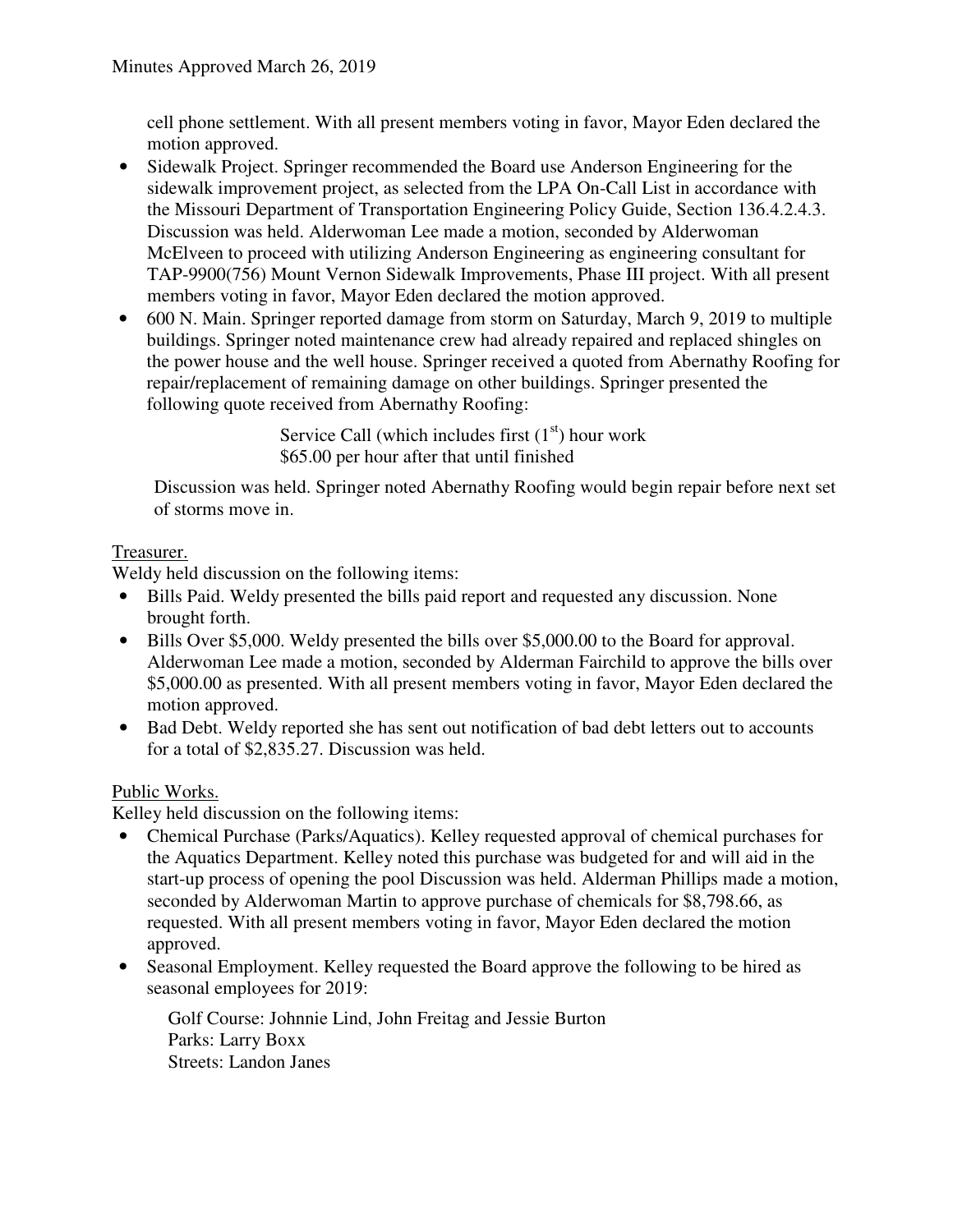cell phone settlement. With all present members voting in favor, Mayor Eden declared the motion approved.

- Sidewalk Project. Springer recommended the Board use Anderson Engineering for the sidewalk improvement project, as selected from the LPA On-Call List in accordance with the Missouri Department of Transportation Engineering Policy Guide, Section 136.4.2.4.3. Discussion was held. Alderwoman Lee made a motion, seconded by Alderwoman McElveen to proceed with utilizing Anderson Engineering as engineering consultant for TAP-9900(756) Mount Vernon Sidewalk Improvements, Phase III project. With all present members voting in favor, Mayor Eden declared the motion approved.
- 600 N. Main. Springer reported damage from storm on Saturday, March 9, 2019 to multiple buildings. Springer noted maintenance crew had already repaired and replaced shingles on the power house and the well house. Springer received a quoted from Abernathy Roofing for repair/replacement of remaining damage on other buildings. Springer presented the following quote received from Abernathy Roofing:

  Service Call (which includes first (1st) hour work
  $65.00 per hour after that until finished

  Discussion was held. Springer noted Abernathy Roofing would begin repair before next set of storms move in.

Treasurer.

Weldy held discussion on the following items:

- Bills Paid. Weldy presented the bills paid report and requested any discussion. None brought forth.
- Bills Over $5,000. Weldy presented the bills over $5,000.00 to the Board for approval. Alderwoman Lee made a motion, seconded by Alderman Fairchild to approve the bills over $5,000.00 as presented. With all present members voting in favor, Mayor Eden declared the motion approved.
- Bad Debt. Weldy reported she has sent out notification of bad debt letters out to accounts for a total of $2,835.27. Discussion was held.

Public Works.

Kelley held discussion on the following items:

- Chemical Purchase (Parks/Aquatics). Kelley requested approval of chemical purchases for the Aquatics Department. Kelley noted this purchase was budgeted for and will aid in the start-up process of opening the pool Discussion was held. Alderman Phillips made a motion, seconded by Alderwoman Martin to approve purchase of chemicals for $8,798.66, as requested. With all present members voting in favor, Mayor Eden declared the motion approved.
- Seasonal Employment. Kelley requested the Board approve the following to be hired as seasonal employees for 2019:

  Golf Course: Johnnie Lind, John Freitag and Jessie Burton
  Parks: Larry Boxx
  Streets: Landon Janes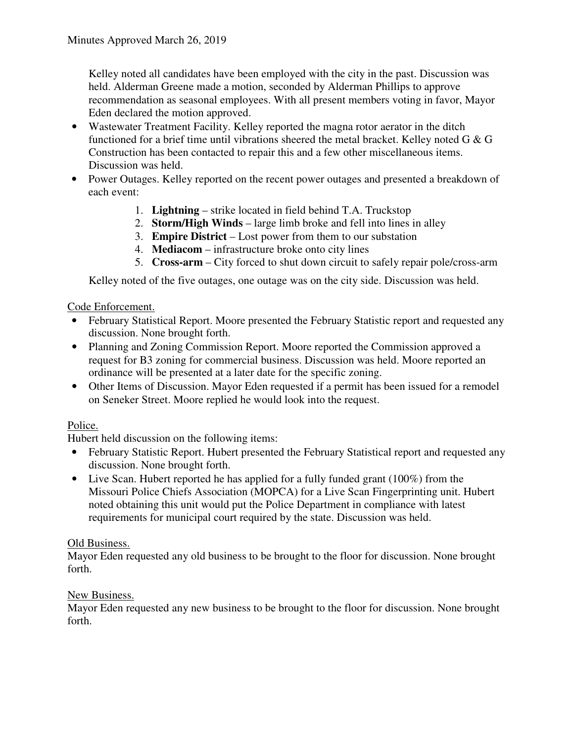Kelley noted all candidates have been employed with the city in the past. Discussion was held. Alderman Greene made a motion, seconded by Alderman Phillips to approve recommendation as seasonal employees. With all present members voting in favor, Mayor Eden declared the motion approved.

- Wastewater Treatment Facility. Kelley reported the magna rotor aerator in the ditch functioned for a brief time until vibrations sheered the metal bracket. Kelley noted G & G Construction has been contacted to repair this and a few other miscellaneous items. Discussion was held.
- Power Outages. Kelley reported on the recent power outages and presented a breakdown of each event:
    1. **Lightning** – strike located in field behind T.A. Truckstop
    2. **Storm/High Winds** – large limb broke and fell into lines in alley
    3. **Empire District** – Lost power from them to our substation
    4. **Mediacom** – infrastructure broke onto city lines
    5. **Cross-arm** – City forced to shut down circuit to safely repair pole/cross-arm

  Kelley noted of the five outages, one outage was on the city side. Discussion was held.

<u>Code Enforcement.</u>

- February Statistical Report. Moore presented the February Statistic report and requested any discussion. None brought forth.
- Planning and Zoning Commission Report. Moore reported the Commission approved a request for B3 zoning for commercial business. Discussion was held. Moore reported an ordinance will be presented at a later date for the specific zoning.
- Other Items of Discussion. Mayor Eden requested if a permit has been issued for a remodel on Seneker Street. Moore replied he would look into the request.

<u>Police.</u>

Hubert held discussion on the following items:

- February Statistic Report. Hubert presented the February Statistical report and requested any discussion. None brought forth.
- Live Scan. Hubert reported he has applied for a fully funded grant (100%) from the Missouri Police Chiefs Association (MOPCA) for a Live Scan Fingerprinting unit. Hubert noted obtaining this unit would put the Police Department in compliance with latest requirements for municipal court required by the state. Discussion was held.

<u>Old Business.</u>

Mayor Eden requested any old business to be brought to the floor for discussion. None brought forth.

<u>New Business.</u>

Mayor Eden requested any new business to be brought to the floor for discussion. None brought forth.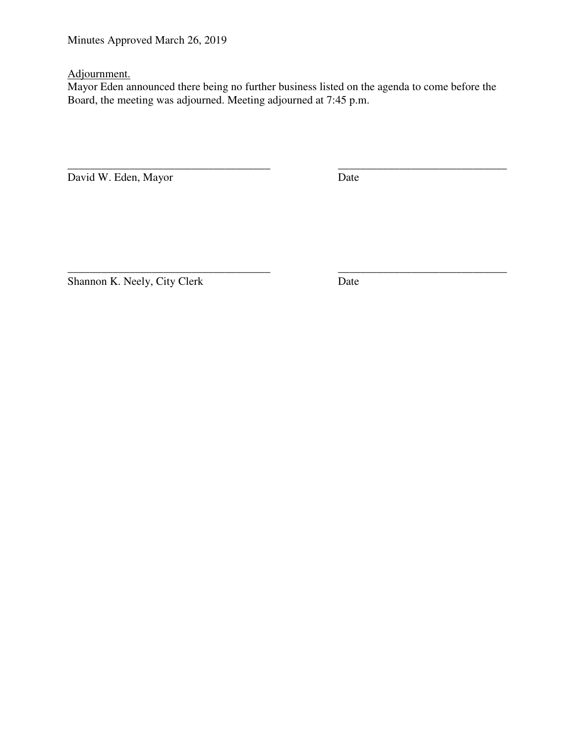Minutes Approved March 26, 2019

Adjournment.

Mayor Eden announced there being no further business listed on the agenda to come before the Board, the meeting was adjourned. Meeting adjourned at 7:45 p.m.

_____________________________________ _____________________________

David W. Eden, Mayor Date

_____________________________________ _____________________________

Shannon K. Neely, City Clerk Date